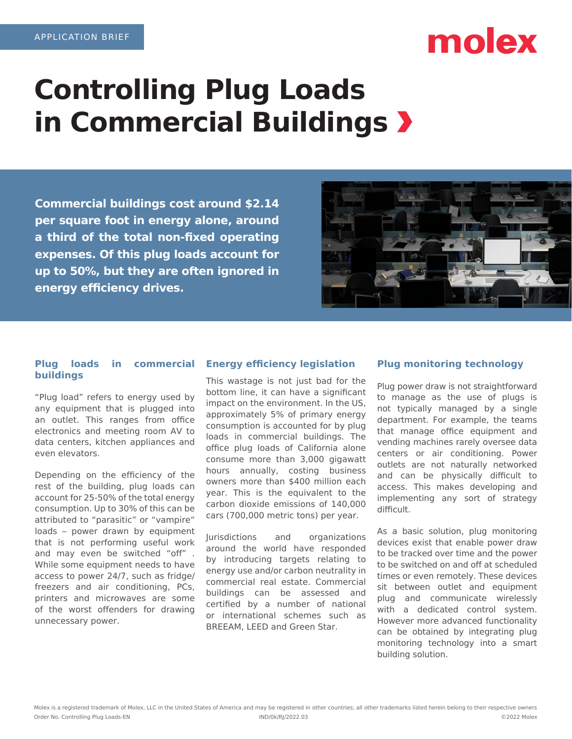APPLICATION BRIEF

# Controlling Plug Loads in Commercial Buildings ›

**Commercial buildings cost around $2.14 per square foot in energy alone, around a third of the total non-fixed operating expenses. Of this plug loads account for up to 50%, but they are often ignored in energy efficiency drives.**

## Plug loads in commercial buildings

“Plug load” refers to energy used by any equipment that is plugged into an outlet. This ranges from office electronics and meeting room AV to data centers, kitchen appliances and even elevators.

Depending on the efficiency of the rest of the building, plug loads can account for 25-50% of the total energy consumption. Up to 30% of this can be attributed to “parasitic” or “vampire” loads – power drawn by equipment that is not performing useful work and may even be switched “off” . While some equipment needs to have access to power 24/7, such as fridge/freezers and air conditioning, PCs, printers and microwaves are some of the worst offenders for drawing unnecessary power.

## Energy efficiency legislation

This wastage is not just bad for the bottom line, it can have a significant impact on the environment. In the US, approximately 5% of primary energy consumption is accounted for by plug loads in commercial buildings. The office plug loads of California alone consume more than 3,000 gigawatt hours annually, costing business owners more than $400 million each year. This is the equivalent to the carbon dioxide emissions of 140,000 cars (700,000 metric tons) per year.

Jurisdictions and organizations around the world have responded by introducing targets relating to energy use and/or carbon neutrality in commercial real estate. Commercial buildings can be assessed and certified by a number of national or international schemes such as BREEAM, LEED and Green Star.

## Plug monitoring technology

Plug power draw is not straightforward to manage as the use of plugs is not typically managed by a single department. For example, the teams that manage office equipment and vending machines rarely oversee data centers or air conditioning. Power outlets are not naturally networked and can be physically difficult to access. This makes developing and implementing any sort of strategy difficult.

As a basic solution, plug monitoring devices exist that enable power draw to be tracked over time and the power to be switched on and off at scheduled times or even remotely. These devices sit between outlet and equipment plug and communicate wirelessly with a dedicated control system. However more advanced functionality can be obtained by integrating plug monitoring technology into a smart building solution.

Molex is a registered trademark of Molex, LLC in the United States of America and may be registered in other countries; all other trademarks listed herein belong to their respective owners

Order No. Controlling Plug Loads-EN IND/0k/RJ/2022.03 ©2022 Molex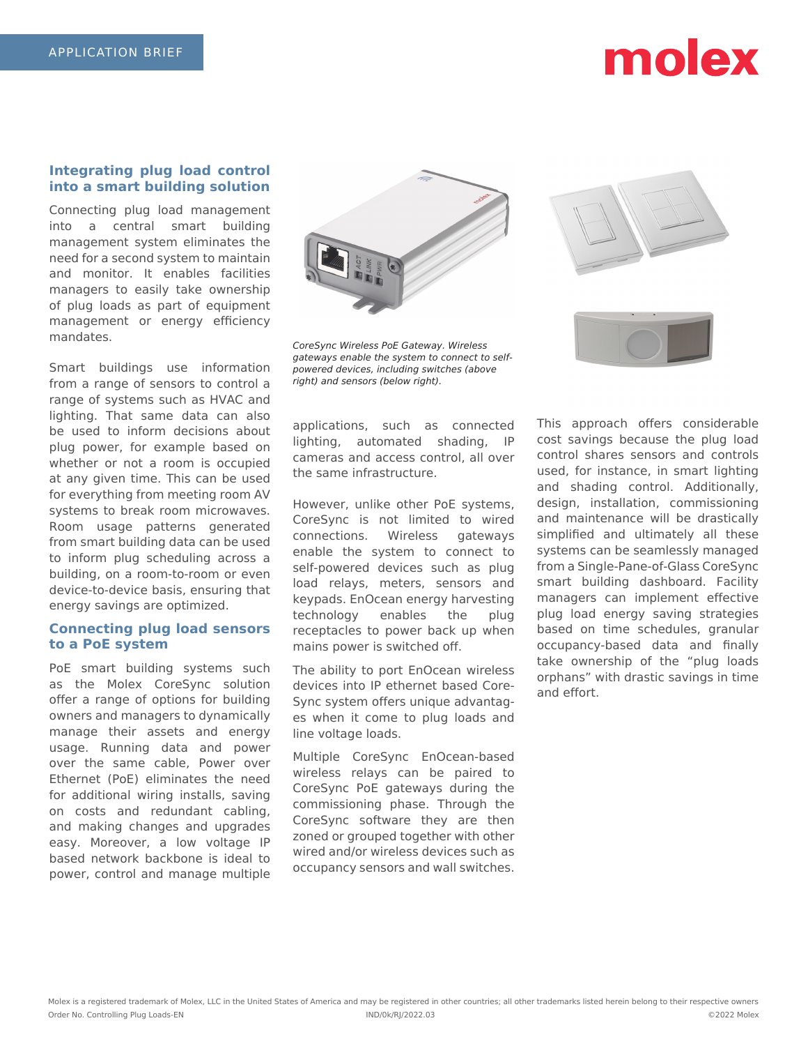## Integrating plug load control into a smart building solution

Connecting plug load management into a central smart building management system eliminates the need for a second system to maintain and monitor. It enables facilities managers to easily take ownership of plug loads as part of equipment management or energy efficiency mandates.

Smart buildings use information from a range of sensors to control a range of systems such as HVAC and lighting. That same data can also be used to inform decisions about plug power, for example based on whether or not a room is occupied at any given time. This can be used for everything from meeting room AV systems to break room microwaves. Room usage patterns generated from smart building data can be used to inform plug scheduling across a building, on a room-to-room or even device-to-device basis, ensuring that energy savings are optimized.

## Connecting plug load sensors to a PoE system

PoE smart building systems such as the Molex CoreSync solution offer a range of options for building owners and managers to dynamically manage their assets and energy usage. Running data and power over the same cable, Power over Ethernet (PoE) eliminates the need for additional wiring installs, saving on costs and redundant cabling, and making changes and upgrades easy. Moreover, a low voltage IP based network backbone is ideal to power, control and manage multiple applications, such as connected lighting, automated shading, IP cameras and access control, all over the same infrastructure.

*CoreSync Wireless PoE Gateway. Wireless gateways enable the system to connect to self-powered devices, including switches (above right) and sensors (below right).*

However, unlike other PoE systems, CoreSync is not limited to wired connections. Wireless gateways enable the system to connect to self-powered devices such as plug load relays, meters, sensors and keypads. EnOcean energy harvesting technology enables the plug receptacles to power back up when mains power is switched off.

The ability to port EnOcean wireless devices into IP ethernet based Core-Sync system offers unique advantag-es when it come to plug loads and line voltage loads.

Multiple CoreSync EnOcean-based wireless relays can be paired to CoreSync PoE gateways during the commissioning phase. Through the CoreSync software they are then zoned or grouped together with other wired and/or wireless devices such as occupancy sensors and wall switches.

This approach offers considerable cost savings because the plug load control shares sensors and controls used, for instance, in smart lighting and shading control. Additionally, design, installation, commissioning and maintenance will be drastically simplified and ultimately all these systems can be seamlessly managed from a Single-Pane-of-Glass CoreSync smart building dashboard. Facility managers can implement effective plug load energy saving strategies based on time schedules, granular occupancy-based data and finally take ownership of the “plug loads orphans” with drastic savings in time and effort.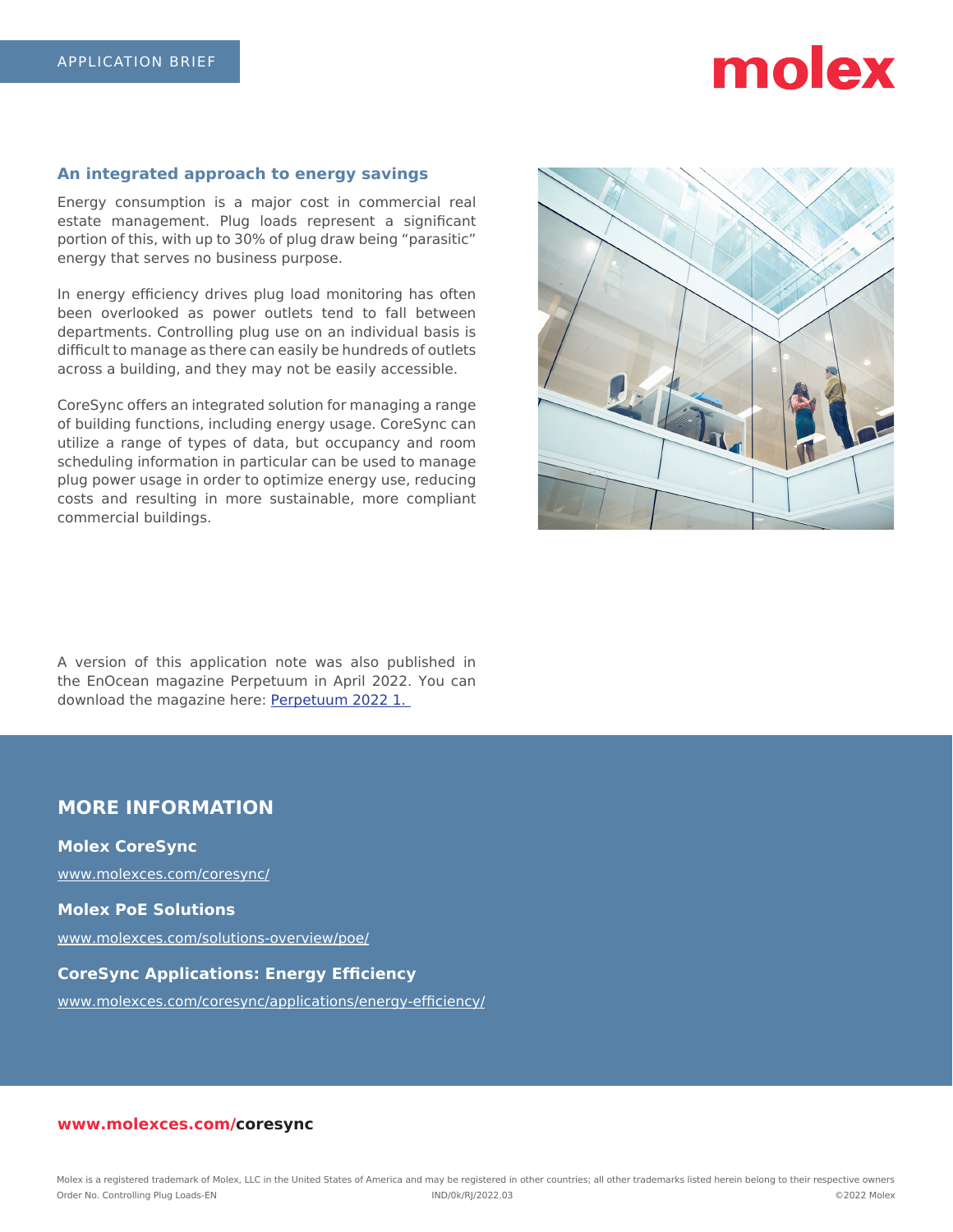APPLICATION BRIEF

## An integrated approach to energy savings

Energy consumption is a major cost in commercial real estate management. Plug loads represent a significant portion of this, with up to 30% of plug draw being "parasitic" energy that serves no business purpose.

In energy efficiency drives plug load monitoring has often been overlooked as power outlets tend to fall between departments. Controlling plug use on an individual basis is difficult to manage as there can easily be hundreds of outlets across a building, and they may not be easily accessible.

CoreSync offers an integrated solution for managing a range of building functions, including energy usage. CoreSync can utilize a range of types of data, but occupancy and room scheduling information in particular can be used to manage plug power usage in order to optimize energy use, reducing costs and resulting in more sustainable, more compliant commercial buildings.

A version of this application note was also published in the EnOcean magazine Perpetuum in April 2022. You can download the magazine here: [Perpetuum 2022 1.]

## MORE INFORMATION

**Molex CoreSync**

www.molexces.com/coresync/

**Molex PoE Solutions**

www.molexces.com/solutions-overview/poe/

**CoreSync Applications: Energy Efficiency**

www.molexces.com/coresync/applications/energy-efficiency/

**www.molexces.com/coresync**

Molex is a registered trademark of Molex, LLC in the United States of America and may be registered in other countries; all other trademarks listed herein belong to their respective owners

Order No. Controlling Plug Loads-EN IND/0k/RJ/2022.03 ©2022 Molex